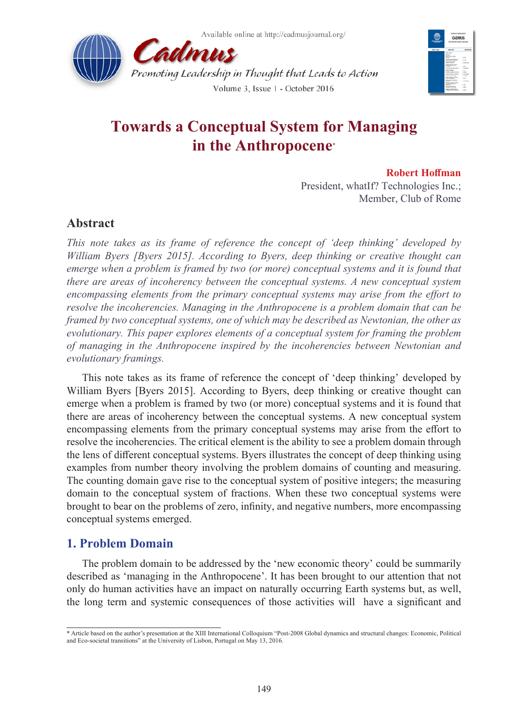# Towards a Conceptual System for Managing in the Anthropocene*

**Robert Hoffman**
President, whatIf? Technologies Inc.;
Member, Club of Rome

## Abstract

*This note takes as its frame of reference the concept of 'deep thinking' developed by William Byers [Byers 2015]. According to Byers, deep thinking or creative thought can emerge when a problem is framed by two (or more) conceptual systems and it is found that there are areas of incoherency between the conceptual systems. A new conceptual system encompassing elements from the primary conceptual systems may arise from the effort to resolve the incoherencies. Managing in the Anthropocene is a problem domain that can be framed by two conceptual systems, one of which may be described as Newtonian, the other as evolutionary. This paper explores elements of a conceptual system for framing the problem of managing in the Anthropocene inspired by the incoherencies between Newtonian and evolutionary framings.*

This note takes as its frame of reference the concept of 'deep thinking' developed by William Byers [Byers 2015]. According to Byers, deep thinking or creative thought can emerge when a problem is framed by two (or more) conceptual systems and it is found that there are areas of incoherency between the conceptual systems. A new conceptual system encompassing elements from the primary conceptual systems may arise from the effort to resolve the incoherencies. The critical element is the ability to see a problem domain through the lens of different conceptual systems. Byers illustrates the concept of deep thinking using examples from number theory involving the problem domains of counting and measuring. The counting domain gave rise to the conceptual system of positive integers; the measuring domain to the conceptual system of fractions. When these two conceptual systems were brought to bear on the problems of zero, infinity, and negative numbers, more encompassing conceptual systems emerged.

## 1. Problem Domain

The problem domain to be addressed by the 'new economic theory' could be summarily described as 'managing in the Anthropocene'. It has been brought to our attention that not only do human activities have an impact on naturally occurring Earth systems but, as well, the long term and systemic consequences of those activities will have a significant and

---

* Article based on the author's presentation at the XIII International Colloquium "Post-2008 Global dynamics and structural changes: Economic, Political and Eco-societal transitions" at the University of Lisbon, Portugal on May 13, 2016.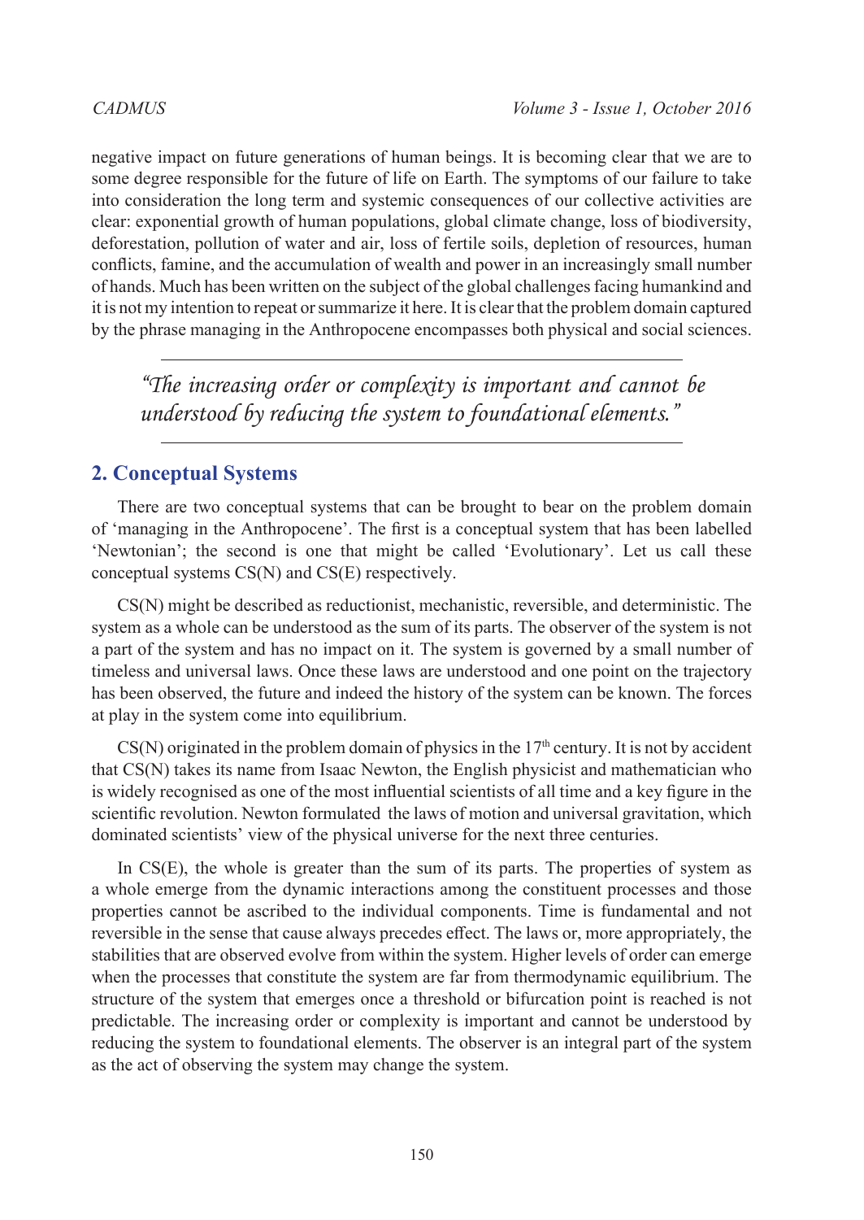negative impact on future generations of human beings. It is becoming clear that we are to some degree responsible for the future of life on Earth. The symptoms of our failure to take into consideration the long term and systemic consequences of our collective activities are clear: exponential growth of human populations, global climate change, loss of biodiversity, deforestation, pollution of water and air, loss of fertile soils, depletion of resources, human conflicts, famine, and the accumulation of wealth and power in an increasingly small number of hands. Much has been written on the subject of the global challenges facing humankind and it is not my intention to repeat or summarize it here. It is clear that the problem domain captured by the phrase managing in the Anthropocene encompasses both physical and social sciences.

> *"The increasing order or complexity is important and cannot be understood by reducing the system to foundational elements."*

## 2. Conceptual Systems

There are two conceptual systems that can be brought to bear on the problem domain of 'managing in the Anthropocene'. The first is a conceptual system that has been labelled 'Newtonian'; the second is one that might be called 'Evolutionary'. Let us call these conceptual systems CS(N) and CS(E) respectively.

CS(N) might be described as reductionist, mechanistic, reversible, and deterministic. The system as a whole can be understood as the sum of its parts. The observer of the system is not a part of the system and has no impact on it. The system is governed by a small number of timeless and universal laws. Once these laws are understood and one point on the trajectory has been observed, the future and indeed the history of the system can be known. The forces at play in the system come into equilibrium.

CS(N) originated in the problem domain of physics in the 17th century. It is not by accident that CS(N) takes its name from Isaac Newton, the English physicist and mathematician who is widely recognised as one of the most influential scientists of all time and a key figure in the scientific revolution. Newton formulated the laws of motion and universal gravitation, which dominated scientists' view of the physical universe for the next three centuries.

In CS(E), the whole is greater than the sum of its parts. The properties of system as a whole emerge from the dynamic interactions among the constituent processes and those properties cannot be ascribed to the individual components. Time is fundamental and not reversible in the sense that cause always precedes effect. The laws or, more appropriately, the stabilities that are observed evolve from within the system. Higher levels of order can emerge when the processes that constitute the system are far from thermodynamic equilibrium. The structure of the system that emerges once a threshold or bifurcation point is reached is not predictable. The increasing order or complexity is important and cannot be understood by reducing the system to foundational elements. The observer is an integral part of the system as the act of observing the system may change the system.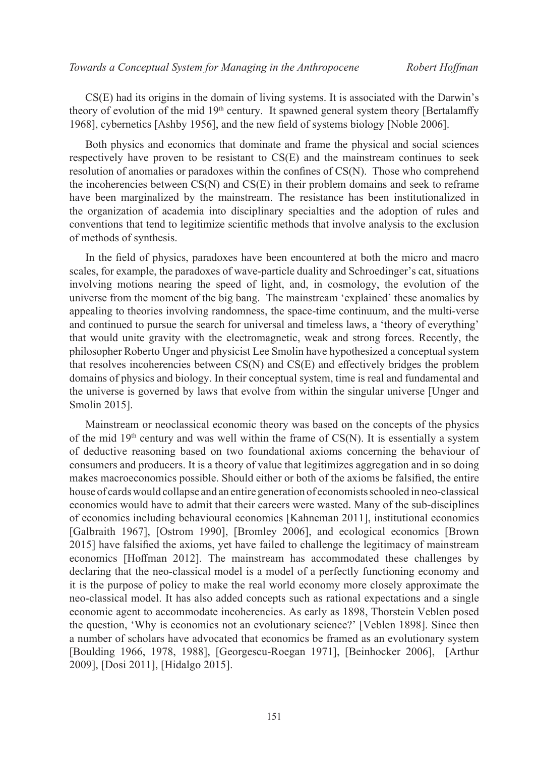CS(E) had its origins in the domain of living systems. It is associated with the Darwin's theory of evolution of the mid 19th century. It spawned general system theory [Bertalamffy 1968], cybernetics [Ashby 1956], and the new field of systems biology [Noble 2006].

Both physics and economics that dominate and frame the physical and social sciences respectively have proven to be resistant to CS(E) and the mainstream continues to seek resolution of anomalies or paradoxes within the confines of CS(N). Those who comprehend the incoherencies between CS(N) and CS(E) in their problem domains and seek to reframe have been marginalized by the mainstream. The resistance has been institutionalized in the organization of academia into disciplinary specialties and the adoption of rules and conventions that tend to legitimize scientific methods that involve analysis to the exclusion of methods of synthesis.

In the field of physics, paradoxes have been encountered at both the micro and macro scales, for example, the paradoxes of wave-particle duality and Schroedinger's cat, situations involving motions nearing the speed of light, and, in cosmology, the evolution of the universe from the moment of the big bang. The mainstream 'explained' these anomalies by appealing to theories involving randomness, the space-time continuum, and the multi-verse and continued to pursue the search for universal and timeless laws, a 'theory of everything' that would unite gravity with the electromagnetic, weak and strong forces. Recently, the philosopher Roberto Unger and physicist Lee Smolin have hypothesized a conceptual system that resolves incoherencies between CS(N) and CS(E) and effectively bridges the problem domains of physics and biology. In their conceptual system, time is real and fundamental and the universe is governed by laws that evolve from within the singular universe [Unger and Smolin 2015].

Mainstream or neoclassical economic theory was based on the concepts of the physics of the mid 19th century and was well within the frame of CS(N). It is essentially a system of deductive reasoning based on two foundational axioms concerning the behaviour of consumers and producers. It is a theory of value that legitimizes aggregation and in so doing makes macroeconomics possible. Should either or both of the axioms be falsified, the entire house of cards would collapse and an entire generation of economists schooled in neo-classical economics would have to admit that their careers were wasted. Many of the sub-disciplines of economics including behavioural economics [Kahneman 2011], institutional economics [Galbraith 1967], [Ostrom 1990], [Bromley 2006], and ecological economics [Brown 2015] have falsified the axioms, yet have failed to challenge the legitimacy of mainstream economics [Hoffman 2012]. The mainstream has accommodated these challenges by declaring that the neo-classical model is a model of a perfectly functioning economy and it is the purpose of policy to make the real world economy more closely approximate the neo-classical model. It has also added concepts such as rational expectations and a single economic agent to accommodate incoherencies. As early as 1898, Thorstein Veblen posed the question, 'Why is economics not an evolutionary science?' [Veblen 1898]. Since then a number of scholars have advocated that economics be framed as an evolutionary system [Boulding 1966, 1978, 1988], [Georgescu-Roegan 1971], [Beinhocker 2006], [Arthur 2009], [Dosi 2011], [Hidalgo 2015].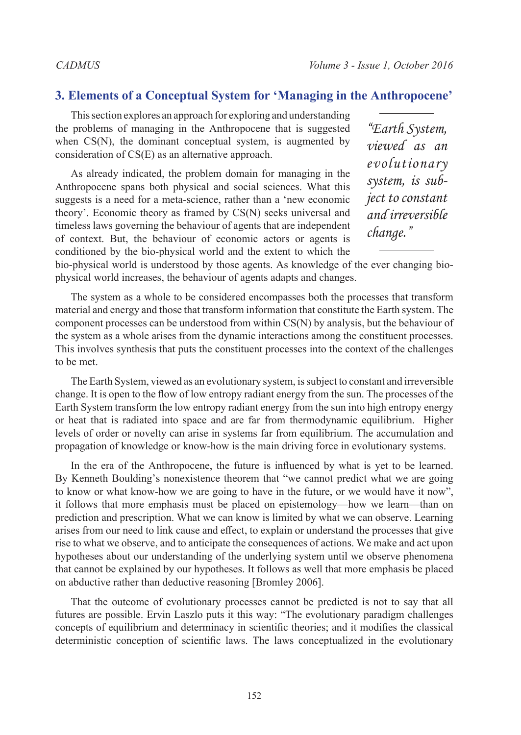## 3. Elements of a Conceptual System for 'Managing in the Anthropocene'

This section explores an approach for exploring and understanding the problems of managing in the Anthropocene that is suggested when CS(N), the dominant conceptual system, is augmented by consideration of CS(E) as an alternative approach.

As already indicated, the problem domain for managing in the Anthropocene spans both physical and social sciences. What this suggests is a need for a meta-science, rather than a 'new economic theory'. Economic theory as framed by CS(N) seeks universal and timeless laws governing the behaviour of agents that are independent of context. But, the behaviour of economic actors or agents is conditioned by the bio-physical world and the extent to which the bio-physical world is understood by those agents. As knowledge of the ever changing bio-physical world increases, the behaviour of agents adapts and changes.

> *"Earth System, viewed as an evolutionary system, is subject to constant and irreversible change."*

The system as a whole to be considered encompasses both the processes that transform material and energy and those that transform information that constitute the Earth system. The component processes can be understood from within CS(N) by analysis, but the behaviour of the system as a whole arises from the dynamic interactions among the constituent processes. This involves synthesis that puts the constituent processes into the context of the challenges to be met.

The Earth System, viewed as an evolutionary system, is subject to constant and irreversible change. It is open to the flow of low entropy radiant energy from the sun. The processes of the Earth System transform the low entropy radiant energy from the sun into high entropy energy or heat that is radiated into space and are far from thermodynamic equilibrium. Higher levels of order or novelty can arise in systems far from equilibrium. The accumulation and propagation of knowledge or know-how is the main driving force in evolutionary systems.

In the era of the Anthropocene, the future is influenced by what is yet to be learned. By Kenneth Boulding's nonexistence theorem that "we cannot predict what we are going to know or what know-how we are going to have in the future, or we would have it now", it follows that more emphasis must be placed on epistemology—how we learn—than on prediction and prescription. What we can know is limited by what we can observe. Learning arises from our need to link cause and effect, to explain or understand the processes that give rise to what we observe, and to anticipate the consequences of actions. We make and act upon hypotheses about our understanding of the underlying system until we observe phenomena that cannot be explained by our hypotheses. It follows as well that more emphasis be placed on abductive rather than deductive reasoning [Bromley 2006].

That the outcome of evolutionary processes cannot be predicted is not to say that all futures are possible. Ervin Laszlo puts it this way: "The evolutionary paradigm challenges concepts of equilibrium and determinacy in scientific theories; and it modifies the classical deterministic conception of scientific laws. The laws conceptualized in the evolutionary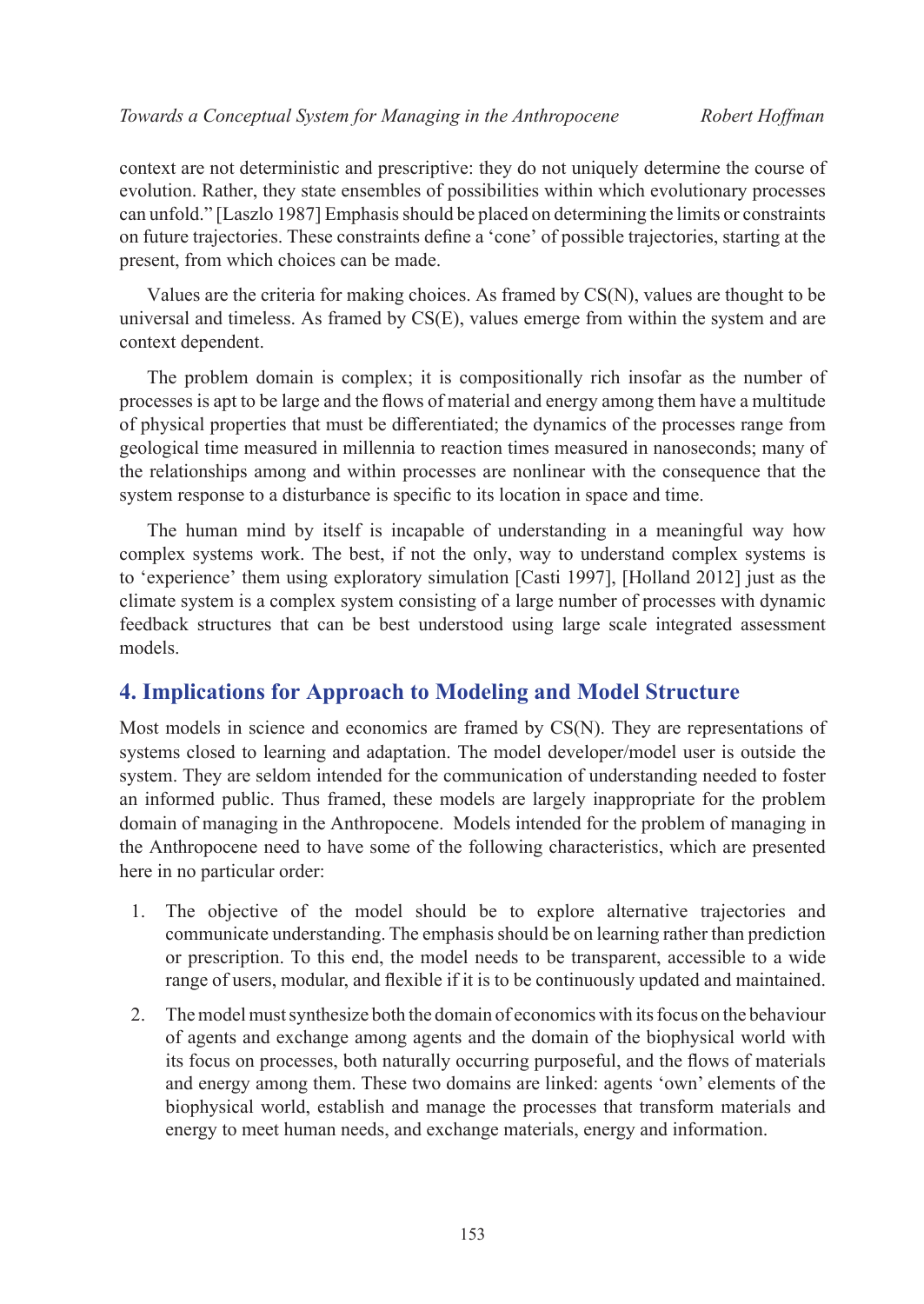context are not deterministic and prescriptive: they do not uniquely determine the course of evolution. Rather, they state ensembles of possibilities within which evolutionary processes can unfold." [Laszlo 1987] Emphasis should be placed on determining the limits or constraints on future trajectories. These constraints define a 'cone' of possible trajectories, starting at the present, from which choices can be made.

Values are the criteria for making choices. As framed by CS(N), values are thought to be universal and timeless. As framed by CS(E), values emerge from within the system and are context dependent.

The problem domain is complex; it is compositionally rich insofar as the number of processes is apt to be large and the flows of material and energy among them have a multitude of physical properties that must be differentiated; the dynamics of the processes range from geological time measured in millennia to reaction times measured in nanoseconds; many of the relationships among and within processes are nonlinear with the consequence that the system response to a disturbance is specific to its location in space and time.

The human mind by itself is incapable of understanding in a meaningful way how complex systems work. The best, if not the only, way to understand complex systems is to 'experience' them using exploratory simulation [Casti 1997], [Holland 2012] just as the climate system is a complex system consisting of a large number of processes with dynamic feedback structures that can be best understood using large scale integrated assessment models.

## 4. Implications for Approach to Modeling and Model Structure

Most models in science and economics are framed by CS(N). They are representations of systems closed to learning and adaptation. The model developer/model user is outside the system. They are seldom intended for the communication of understanding needed to foster an informed public. Thus framed, these models are largely inappropriate for the problem domain of managing in the Anthropocene. Models intended for the problem of managing in the Anthropocene need to have some of the following characteristics, which are presented here in no particular order:

1. The objective of the model should be to explore alternative trajectories and communicate understanding. The emphasis should be on learning rather than prediction or prescription. To this end, the model needs to be transparent, accessible to a wide range of users, modular, and flexible if it is to be continuously updated and maintained.

2. The model must synthesize both the domain of economics with its focus on the behaviour of agents and exchange among agents and the domain of the biophysical world with its focus on processes, both naturally occurring purposeful, and the flows of materials and energy among them. These two domains are linked: agents 'own' elements of the biophysical world, establish and manage the processes that transform materials and energy to meet human needs, and exchange materials, energy and information.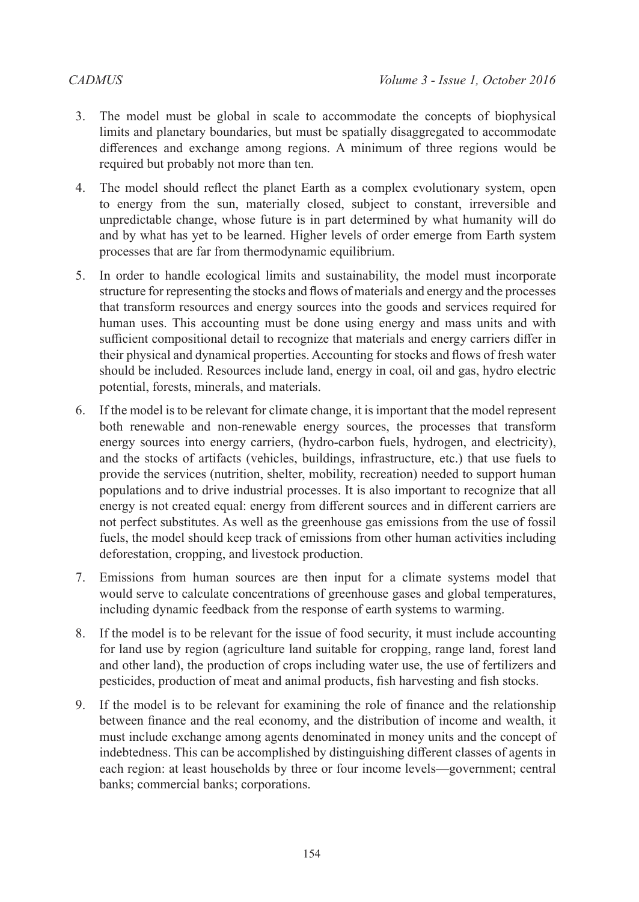3. The model must be global in scale to accommodate the concepts of biophysical limits and planetary boundaries, but must be spatially disaggregated to accommodate differences and exchange among regions. A minimum of three regions would be required but probably not more than ten.
4. The model should reflect the planet Earth as a complex evolutionary system, open to energy from the sun, materially closed, subject to constant, irreversible and unpredictable change, whose future is in part determined by what humanity will do and by what has yet to be learned. Higher levels of order emerge from Earth system processes that are far from thermodynamic equilibrium.
5. In order to handle ecological limits and sustainability, the model must incorporate structure for representing the stocks and flows of materials and energy and the processes that transform resources and energy sources into the goods and services required for human uses. This accounting must be done using energy and mass units and with sufficient compositional detail to recognize that materials and energy carriers differ in their physical and dynamical properties. Accounting for stocks and flows of fresh water should be included. Resources include land, energy in coal, oil and gas, hydro electric potential, forests, minerals, and materials.
6. If the model is to be relevant for climate change, it is important that the model represent both renewable and non-renewable energy sources, the processes that transform energy sources into energy carriers, (hydro-carbon fuels, hydrogen, and electricity), and the stocks of artifacts (vehicles, buildings, infrastructure, etc.) that use fuels to provide the services (nutrition, shelter, mobility, recreation) needed to support human populations and to drive industrial processes. It is also important to recognize that all energy is not created equal: energy from different sources and in different carriers are not perfect substitutes. As well as the greenhouse gas emissions from the use of fossil fuels, the model should keep track of emissions from other human activities including deforestation, cropping, and livestock production.
7. Emissions from human sources are then input for a climate systems model that would serve to calculate concentrations of greenhouse gases and global temperatures, including dynamic feedback from the response of earth systems to warming.
8. If the model is to be relevant for the issue of food security, it must include accounting for land use by region (agriculture land suitable for cropping, range land, forest land and other land), the production of crops including water use, the use of fertilizers and pesticides, production of meat and animal products, fish harvesting and fish stocks.
9. If the model is to be relevant for examining the role of finance and the relationship between finance and the real economy, and the distribution of income and wealth, it must include exchange among agents denominated in money units and the concept of indebtedness. This can be accomplished by distinguishing different classes of agents in each region: at least households by three or four income levels—government; central banks; commercial banks; corporations.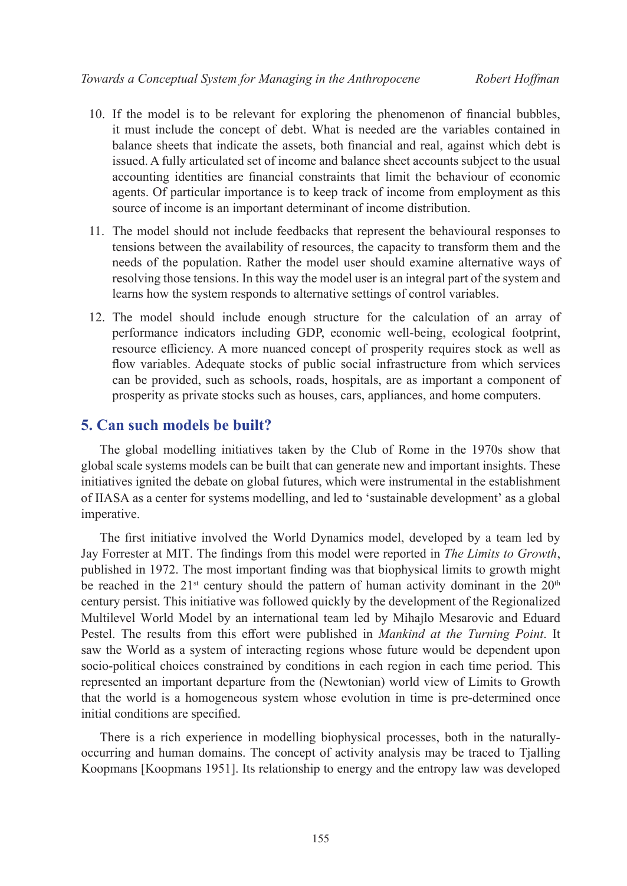10. If the model is to be relevant for exploring the phenomenon of financial bubbles, it must include the concept of debt. What is needed are the variables contained in balance sheets that indicate the assets, both financial and real, against which debt is issued. A fully articulated set of income and balance sheet accounts subject to the usual accounting identities are financial constraints that limit the behaviour of economic agents. Of particular importance is to keep track of income from employment as this source of income is an important determinant of income distribution.

11. The model should not include feedbacks that represent the behavioural responses to tensions between the availability of resources, the capacity to transform them and the needs of the population. Rather the model user should examine alternative ways of resolving those tensions. In this way the model user is an integral part of the system and learns how the system responds to alternative settings of control variables.

12. The model should include enough structure for the calculation of an array of performance indicators including GDP, economic well-being, ecological footprint, resource efficiency. A more nuanced concept of prosperity requires stock as well as flow variables. Adequate stocks of public social infrastructure from which services can be provided, such as schools, roads, hospitals, are as important a component of prosperity as private stocks such as houses, cars, appliances, and home computers.

## 5. Can such models be built?

The global modelling initiatives taken by the Club of Rome in the 1970s show that global scale systems models can be built that can generate new and important insights. These initiatives ignited the debate on global futures, which were instrumental in the establishment of IIASA as a center for systems modelling, and led to 'sustainable development' as a global imperative.

The first initiative involved the World Dynamics model, developed by a team led by Jay Forrester at MIT. The findings from this model were reported in *The Limits to Growth*, published in 1972. The most important finding was that biophysical limits to growth might be reached in the 21st century should the pattern of human activity dominant in the 20th century persist. This initiative was followed quickly by the development of the Regionalized Multilevel World Model by an international team led by Mihajlo Mesarovic and Eduard Pestel. The results from this effort were published in *Mankind at the Turning Point*. It saw the World as a system of interacting regions whose future would be dependent upon socio-political choices constrained by conditions in each region in each time period. This represented an important departure from the (Newtonian) world view of Limits to Growth that the world is a homogeneous system whose evolution in time is pre-determined once initial conditions are specified.

There is a rich experience in modelling biophysical processes, both in the naturally-occurring and human domains. The concept of activity analysis may be traced to Tjalling Koopmans [Koopmans 1951]. Its relationship to energy and the entropy law was developed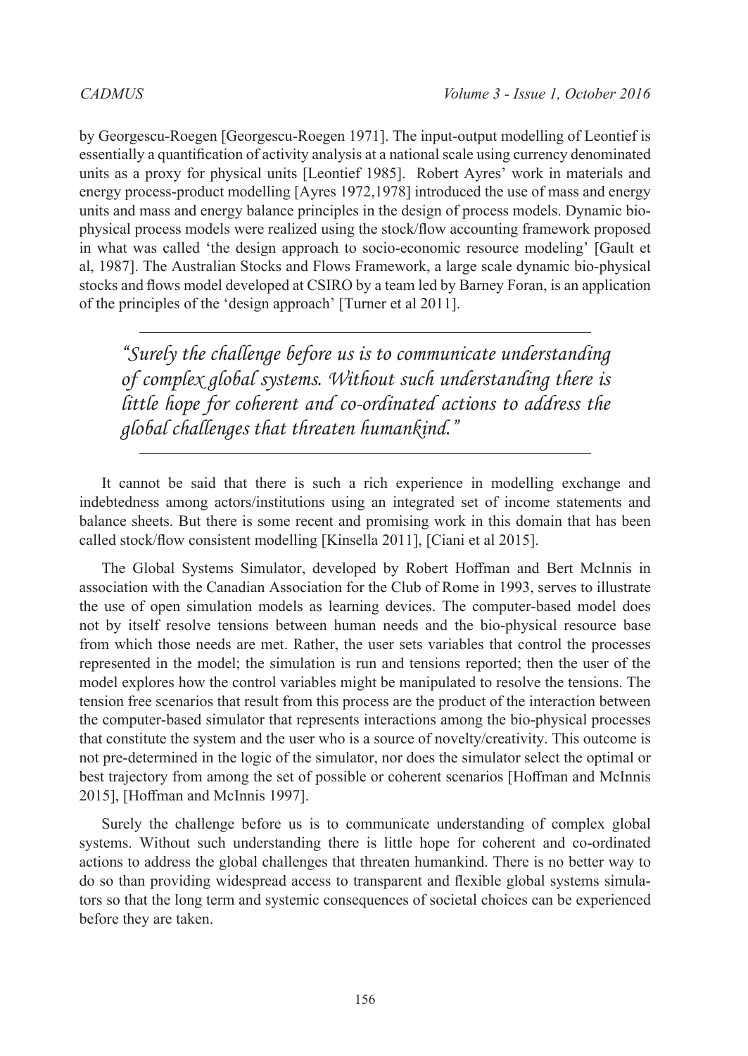by Georgescu-Roegen [Georgescu-Roegen 1971]. The input-output modelling of Leontief is essentially a quantification of activity analysis at a national scale using currency denominated units as a proxy for physical units [Leontief 1985]. Robert Ayres' work in materials and energy process-product modelling [Ayres 1972,1978] introduced the use of mass and energy units and mass and energy balance principles in the design of process models. Dynamic bio-physical process models were realized using the stock/flow accounting framework proposed in what was called 'the design approach to socio-economic resource modeling' [Gault et al, 1987]. The Australian Stocks and Flows Framework, a large scale dynamic bio-physical stocks and flows model developed at CSIRO by a team led by Barney Foran, is an application of the principles of the 'design approach' [Turner et al 2011].

> *"Surely the challenge before us is to communicate understanding of complex global systems. Without such understanding there is little hope for coherent and co-ordinated actions to address the global challenges that threaten humankind."*

It cannot be said that there is such a rich experience in modelling exchange and indebtedness among actors/institutions using an integrated set of income statements and balance sheets. But there is some recent and promising work in this domain that has been called stock/flow consistent modelling [Kinsella 2011], [Ciani et al 2015].

The Global Systems Simulator, developed by Robert Hoffman and Bert McInnis in association with the Canadian Association for the Club of Rome in 1993, serves to illustrate the use of open simulation models as learning devices. The computer-based model does not by itself resolve tensions between human needs and the bio-physical resource base from which those needs are met. Rather, the user sets variables that control the processes represented in the model; the simulation is run and tensions reported; then the user of the model explores how the control variables might be manipulated to resolve the tensions. The tension free scenarios that result from this process are the product of the interaction between the computer-based simulator that represents interactions among the bio-physical processes that constitute the system and the user who is a source of novelty/creativity. This outcome is not pre-determined in the logic of the simulator, nor does the simulator select the optimal or best trajectory from among the set of possible or coherent scenarios [Hoffman and McInnis 2015], [Hoffman and McInnis 1997].

Surely the challenge before us is to communicate understanding of complex global systems. Without such understanding there is little hope for coherent and co-ordinated actions to address the global challenges that threaten humankind. There is no better way to do so than providing widespread access to transparent and flexible global systems simulators so that the long term and systemic consequences of societal choices can be experienced before they are taken.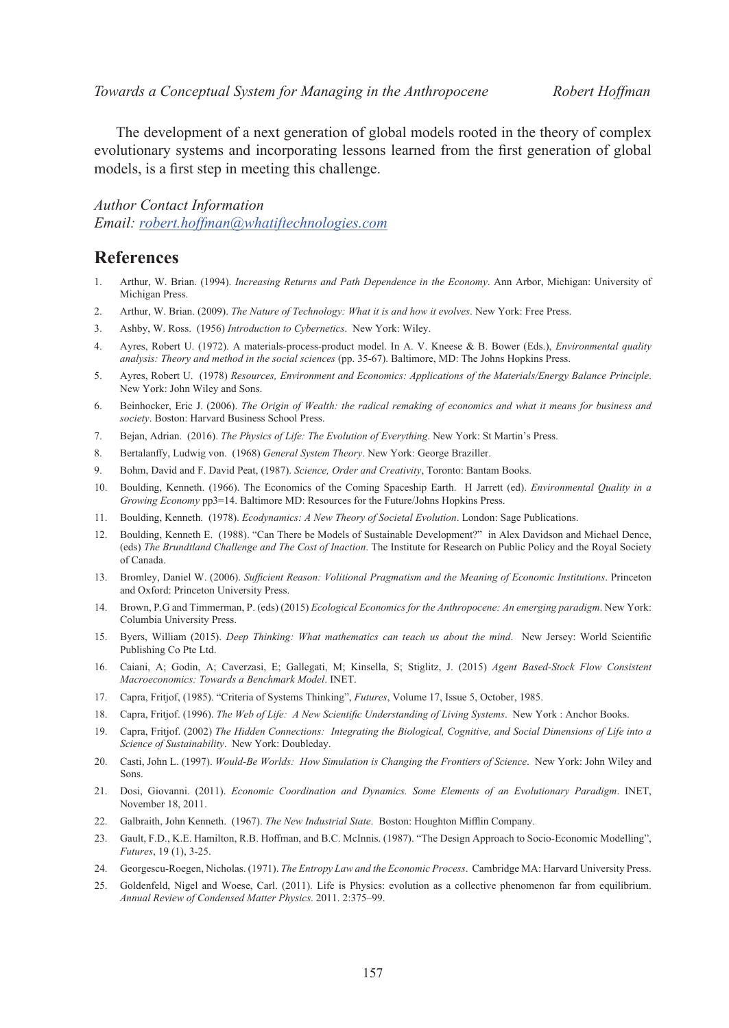The development of a next generation of global models rooted in the theory of complex evolutionary systems and incorporating lessons learned from the first generation of global models, is a first step in meeting this challenge.

*Author Contact Information*
*Email: [robert.hoffman@whatiftechnologies.com](mailto:robert.hoffman@whatiftechnologies.com)*

## References

1. Arthur, W. Brian. (1994). *Increasing Returns and Path Dependence in the Economy*. Ann Arbor, Michigan: University of Michigan Press.
2. Arthur, W. Brian. (2009). *The Nature of Technology: What it is and how it evolves*. New York: Free Press.
3. Ashby, W. Ross. (1956) *Introduction to Cybernetics*. New York: Wiley.
4. Ayres, Robert U. (1972). A materials-process-product model. In A. V. Kneese & B. Bower (Eds.), *Environmental quality analysis: Theory and method in the social sciences* (pp. 35-67). Baltimore, MD: The Johns Hopkins Press.
5. Ayres, Robert U. (1978) *Resources, Environment and Economics: Applications of the Materials/Energy Balance Principle*. New York: John Wiley and Sons.
6. Beinhocker, Eric J. (2006). *The Origin of Wealth: the radical remaking of economics and what it means for business and society*. Boston: Harvard Business School Press.
7. Bejan, Adrian. (2016). *The Physics of Life: The Evolution of Everything*. New York: St Martin's Press.
8. Bertalanffy, Ludwig von. (1968) *General System Theory*. New York: George Braziller.
9. Bohm, David and F. David Peat, (1987). *Science, Order and Creativity*, Toronto: Bantam Books.
10. Boulding, Kenneth. (1966). The Economics of the Coming Spaceship Earth. H Jarrett (ed). *Environmental Quality in a Growing Economy* pp3=14. Baltimore MD: Resources for the Future/Johns Hopkins Press.
11. Boulding, Kenneth. (1978). *Ecodynamics: A New Theory of Societal Evolution*. London: Sage Publications.
12. Boulding, Kenneth E. (1988). "Can There be Models of Sustainable Development?" in Alex Davidson and Michael Dence, (eds) *The Brundtland Challenge and The Cost of Inaction*. The Institute for Research on Public Policy and the Royal Society of Canada.
13. Bromley, Daniel W. (2006). *Sufficient Reason: Volitional Pragmatism and the Meaning of Economic Institutions*. Princeton and Oxford: Princeton University Press.
14. Brown, P.G and Timmerman, P. (eds) (2015) *Ecological Economics for the Anthropocene: An emerging paradigm*. New York: Columbia University Press.
15. Byers, William (2015). *Deep Thinking: What mathematics can teach us about the mind*. New Jersey: World Scientific Publishing Co Pte Ltd.
16. Caiani, A; Godin, A; Caverzasi, E; Gallegati, M; Kinsella, S; Stiglitz, J. (2015) *Agent Based-Stock Flow Consistent Macroeconomics: Towards a Benchmark Model*. INET.
17. Capra, Fritjof, (1985). "Criteria of Systems Thinking", *Futures*, Volume 17, Issue 5, October, 1985.
18. Capra, Fritjof. (1996). *The Web of Life: A New Scientific Understanding of Living Systems*. New York : Anchor Books.
19. Capra, Fritjof. (2002) *The Hidden Connections: Integrating the Biological, Cognitive, and Social Dimensions of Life into a Science of Sustainability*. New York: Doubleday.
20. Casti, John L. (1997). *Would-Be Worlds: How Simulation is Changing the Frontiers of Science*. New York: John Wiley and Sons.
21. Dosi, Giovanni. (2011). *Economic Coordination and Dynamics. Some Elements of an Evolutionary Paradigm*. INET, November 18, 2011.
22. Galbraith, John Kenneth. (1967). *The New Industrial State*. Boston: Houghton Mifflin Company.
23. Gault, F.D., K.E. Hamilton, R.B. Hoffman, and B.C. McInnis. (1987). "The Design Approach to Socio-Economic Modelling", *Futures*, 19 (1), 3-25.
24. Georgescu-Roegen, Nicholas. (1971). *The Entropy Law and the Economic Process*. Cambridge MA: Harvard University Press.
25. Goldenfeld, Nigel and Woese, Carl. (2011). Life is Physics: evolution as a collective phenomenon far from equilibrium. *Annual Review of Condensed Matter Physics*. 2011. 2:375–99.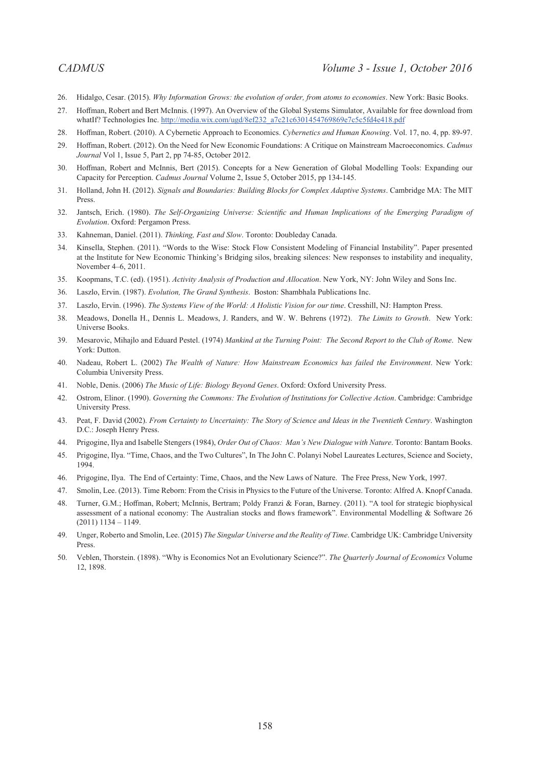26. Hidalgo, Cesar. (2015). *Why Information Grows: the evolution of order, from atoms to economies*. New York: Basic Books.
27. Hoffman, Robert and Bert McInnis. (1997). An Overview of the Global Systems Simulator, Available for free download from whatIf? Technologies Inc. http://media.wix.com/ugd/8ef232_a7c21c6301454769869e7c5c5fd4e418.pdf
28. Hoffman, Robert. (2010). A Cybernetic Approach to Economics. *Cybernetics and Human Knowing*. Vol. 17, no. 4, pp. 89-97.
29. Hoffman, Robert. (2012). On the Need for New Economic Foundations: A Critique on Mainstream Macroeconomics. *Cadmus Journal* Vol 1, Issue 5, Part 2, pp 74-85, October 2012.
30. Hoffman, Robert and McInnis, Bert (2015). Concepts for a New Generation of Global Modelling Tools: Expanding our Capacity for Perception. *Cadmus Journal* Volume 2, Issue 5, October 2015, pp 134-145.
31. Holland, John H. (2012). *Signals and Boundaries: Building Blocks for Complex Adaptive Systems*. Cambridge MA: The MIT Press.
32. Jantsch, Erich. (1980). *The Self-Organizing Universe: Scientific and Human Implications of the Emerging Paradigm of Evolution*. Oxford: Pergamon Press.
33. Kahneman, Daniel. (2011). *Thinking, Fast and Slow*. Toronto: Doubleday Canada.
34. Kinsella, Stephen. (2011). "Words to the Wise: Stock Flow Consistent Modeling of Financial Instability". Paper presented at the Institute for New Economic Thinking's Bridging silos, breaking silences: New responses to instability and inequality, November 4–6, 2011.
35. Koopmans, T.C. (ed). (1951). *Activity Analysis of Production and Allocation*. New York, NY: John Wiley and Sons Inc.
36. Laszlo, Ervin. (1987). *Evolution, The Grand Synthesis*. Boston: Shambhala Publications Inc.
37. Laszlo, Ervin. (1996). *The Systems View of the World: A Holistic Vision for our time*. Cresshill, NJ: Hampton Press.
38. Meadows, Donella H., Dennis L. Meadows, J. Randers, and W. W. Behrens (1972). *The Limits to Growth*. New York: Universe Books.
39. Mesarovic, Mihajlo and Eduard Pestel. (1974) *Mankind at the Turning Point: The Second Report to the Club of Rome*. New York: Dutton.
40. Nadeau, Robert L. (2002) *The Wealth of Nature: How Mainstream Economics has failed the Environment*. New York: Columbia University Press.
41. Noble, Denis. (2006) *The Music of Life: Biology Beyond Genes*. Oxford: Oxford University Press.
42. Ostrom, Elinor. (1990). *Governing the Commons: The Evolution of Institutions for Collective Action*. Cambridge: Cambridge University Press.
43. Peat, F. David (2002). *From Certainty to Uncertainty: The Story of Science and Ideas in the Twentieth Century*. Washington D.C.: Joseph Henry Press.
44. Prigogine, Ilya and Isabelle Stengers (1984), *Order Out of Chaos: Man's New Dialogue with Nature*. Toronto: Bantam Books.
45. Prigogine, Ilya. "Time, Chaos, and the Two Cultures", In The John C. Polanyi Nobel Laureates Lectures, Science and Society, 1994.
46. Prigogine, Ilya. The End of Certainty: Time, Chaos, and the New Laws of Nature. The Free Press, New York, 1997.
47. Smolin, Lee. (2013). Time Reborn: From the Crisis in Physics to the Future of the Universe. Toronto: Alfred A. Knopf Canada.
48. Turner, G.M.; Hoffman, Robert; McInnis, Bertram; Poldy Franzi & Foran, Barney. (2011). "A tool for strategic biophysical assessment of a national economy: The Australian stocks and flows framework". Environmental Modelling & Software 26 (2011) 1134 – 1149.
49. Unger, Roberto and Smolin, Lee. (2015) *The Singular Universe and the Reality of Time*. Cambridge UK: Cambridge University Press.
50. Veblen, Thorstein. (1898). "Why is Economics Not an Evolutionary Science?". *The Quarterly Journal of Economics* Volume 12, 1898.